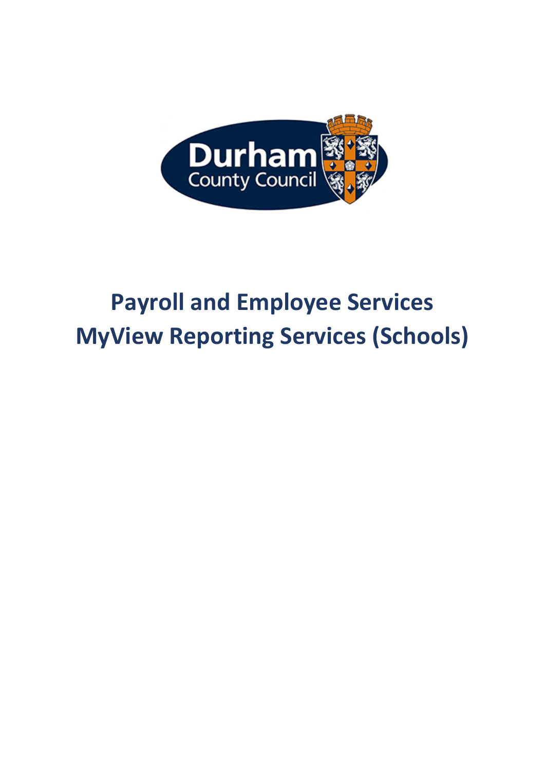# Payroll and Employee Services
# MyView Reporting Services (Schools)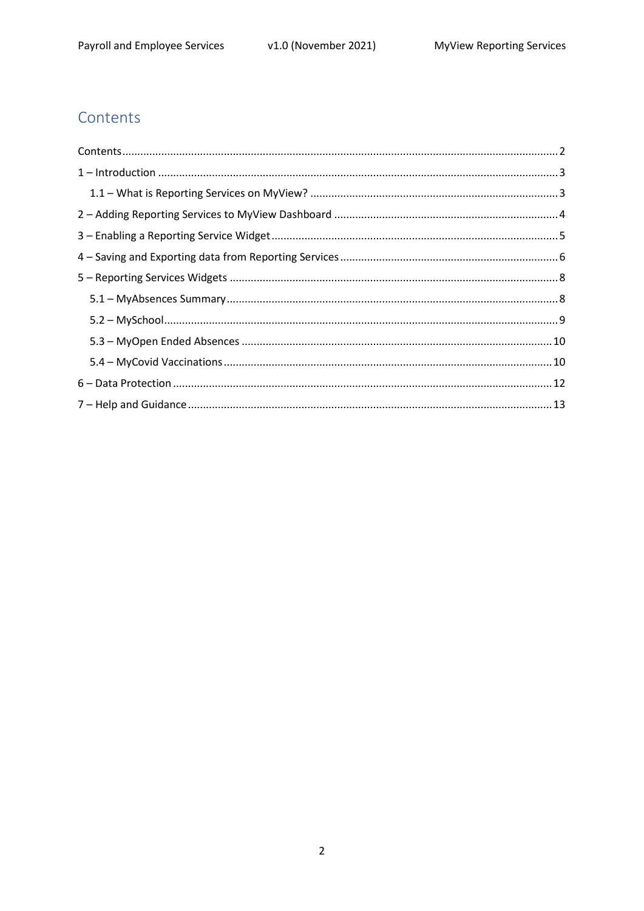## Contents

Contents .......... 2

1 – Introduction .......... 3

- 1.1 – What is Reporting Services on MyView? .......... 3

2 – Adding Reporting Services to MyView Dashboard .......... 4

3 – Enabling a Reporting Service Widget .......... 5

4 – Saving and Exporting data from Reporting Services .......... 6

5 – Reporting Services Widgets .......... 8

- 5.1 – MyAbsences Summary .......... 8
- 5.2 – MySchool .......... 9
- 5.3 – MyOpen Ended Absences .......... 10
- 5.4 – MyCovid Vaccinations .......... 10

6 – Data Protection .......... 12

7 – Help and Guidance .......... 13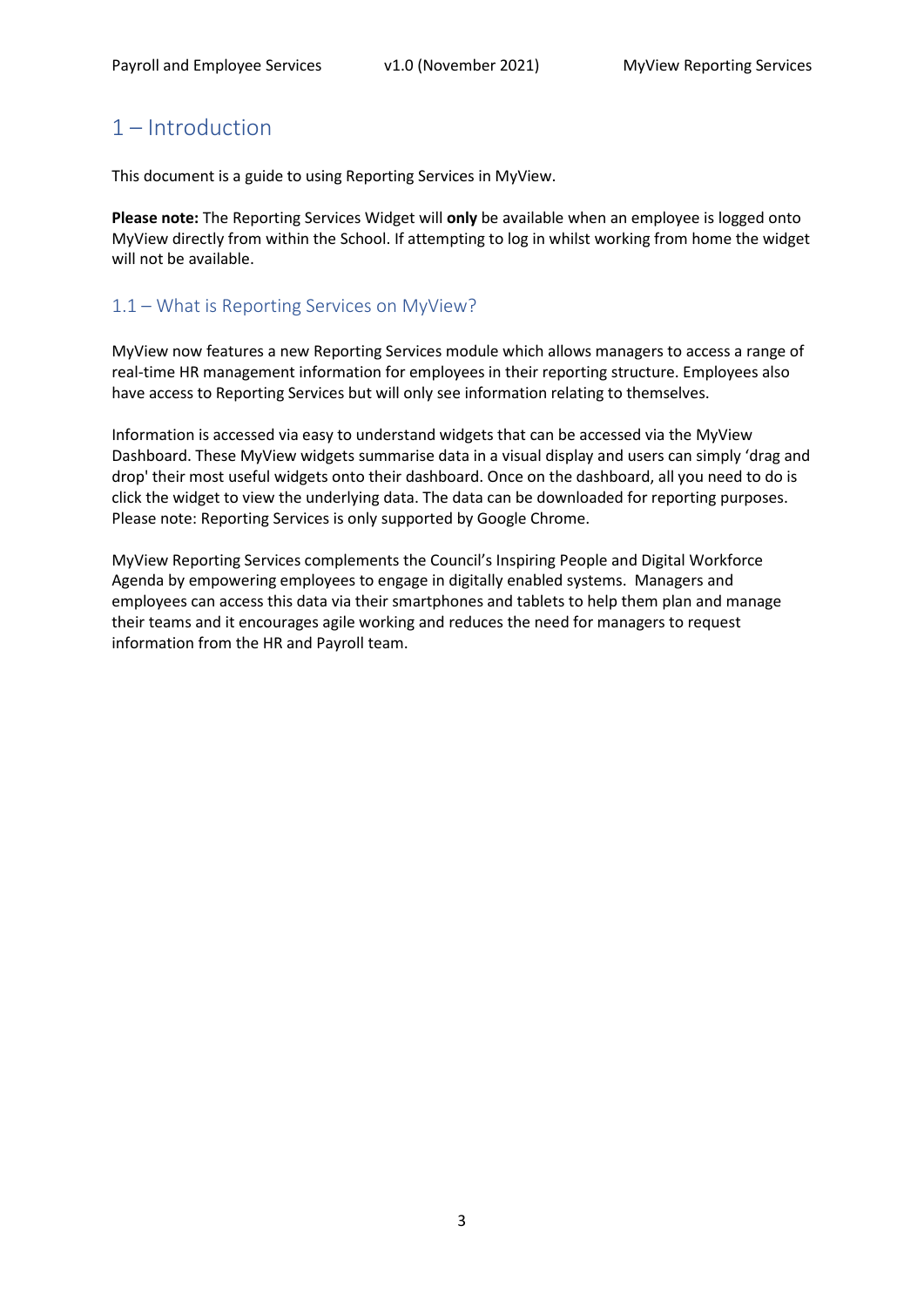# 1 – Introduction

This document is a guide to using Reporting Services in MyView.

**Please note:** The Reporting Services Widget will **only** be available when an employee is logged onto MyView directly from within the School. If attempting to log in whilst working from home the widget will not be available.

## 1.1 – What is Reporting Services on MyView?

MyView now features a new Reporting Services module which allows managers to access a range of real-time HR management information for employees in their reporting structure. Employees also have access to Reporting Services but will only see information relating to themselves.

Information is accessed via easy to understand widgets that can be accessed via the MyView Dashboard. These MyView widgets summarise data in a visual display and users can simply 'drag and drop' their most useful widgets onto their dashboard. Once on the dashboard, all you need to do is click the widget to view the underlying data. The data can be downloaded for reporting purposes. Please note: Reporting Services is only supported by Google Chrome.

MyView Reporting Services complements the Council's Inspiring People and Digital Workforce Agenda by empowering employees to engage in digitally enabled systems. Managers and employees can access this data via their smartphones and tablets to help them plan and manage their teams and it encourages agile working and reduces the need for managers to request information from the HR and Payroll team.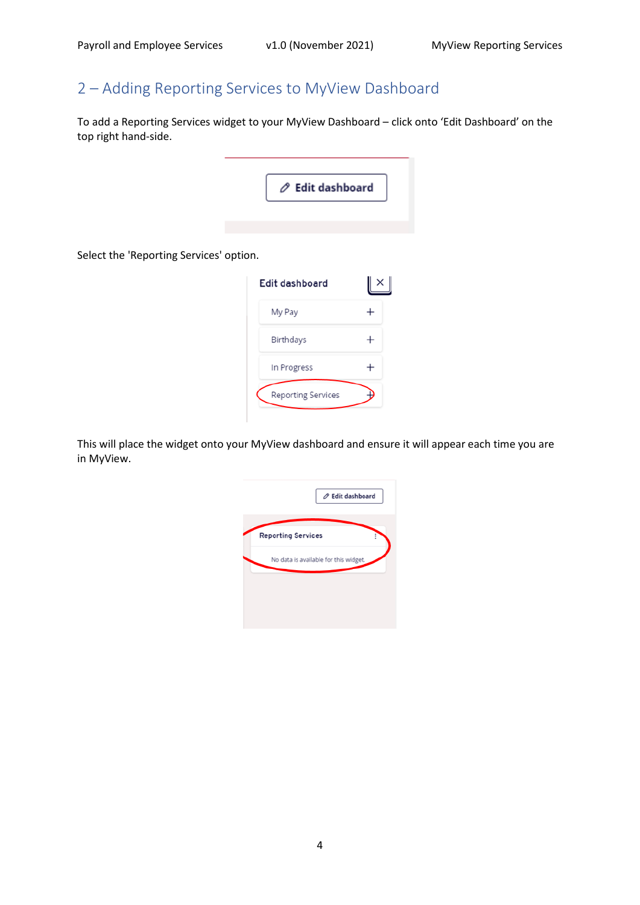## 2 – Adding Reporting Services to MyView Dashboard

To add a Reporting Services widget to your MyView Dashboard – click onto 'Edit Dashboard' on the top right hand-side.

Select the 'Reporting Services' option.

This will place the widget onto your MyView dashboard and ensure it will appear each time you are in MyView.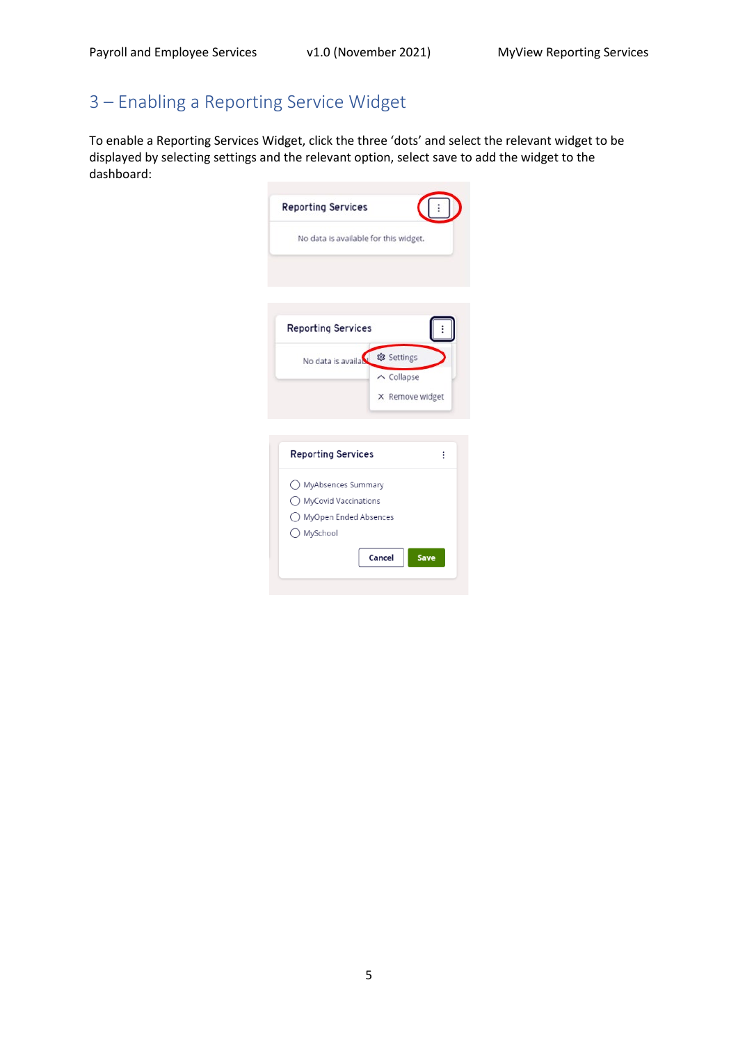## 3 – Enabling a Reporting Service Widget

To enable a Reporting Services Widget, click the three 'dots' and select the relevant widget to be displayed by selecting settings and the relevant option, select save to add the widget to the dashboard: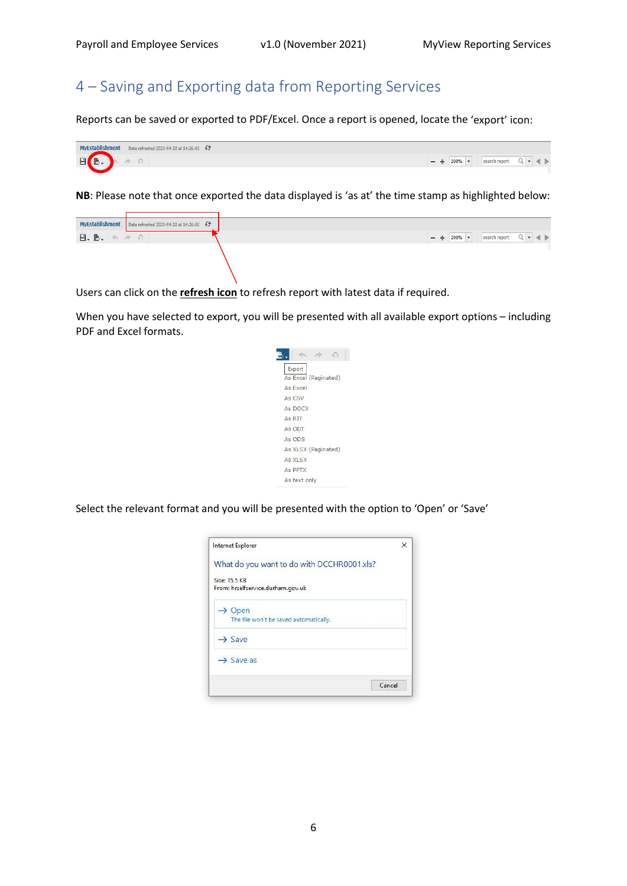# 4 – Saving and Exporting data from Reporting Services

Reports can be saved or exported to PDF/Excel. Once a report is opened, locate the 'export' icon:

**NB**: Please note that once exported the data displayed is 'as at' the time stamp as highlighted below:

Users can click on the **refresh icon** to refresh report with latest data if required.

When you have selected to export, you will be presented with all available export options – including PDF and Excel formats.

Select the relevant format and you will be presented with the option to 'Open' or 'Save'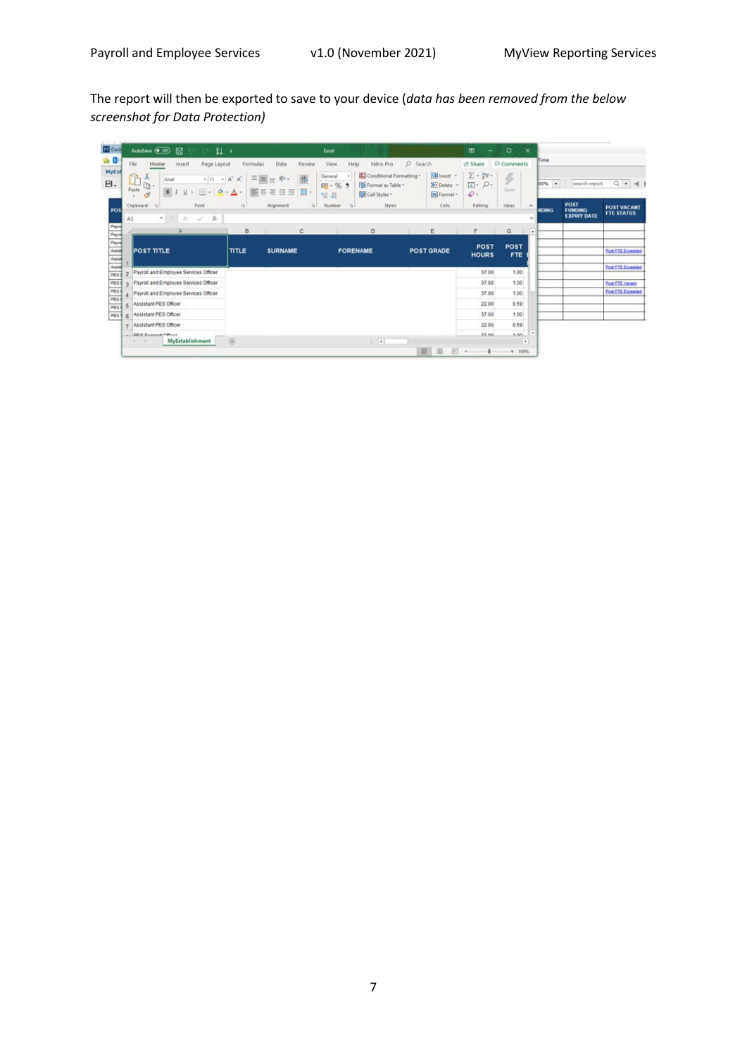The report will then be exported to save to your device (*data has been removed from the below screenshot for Data Protection)*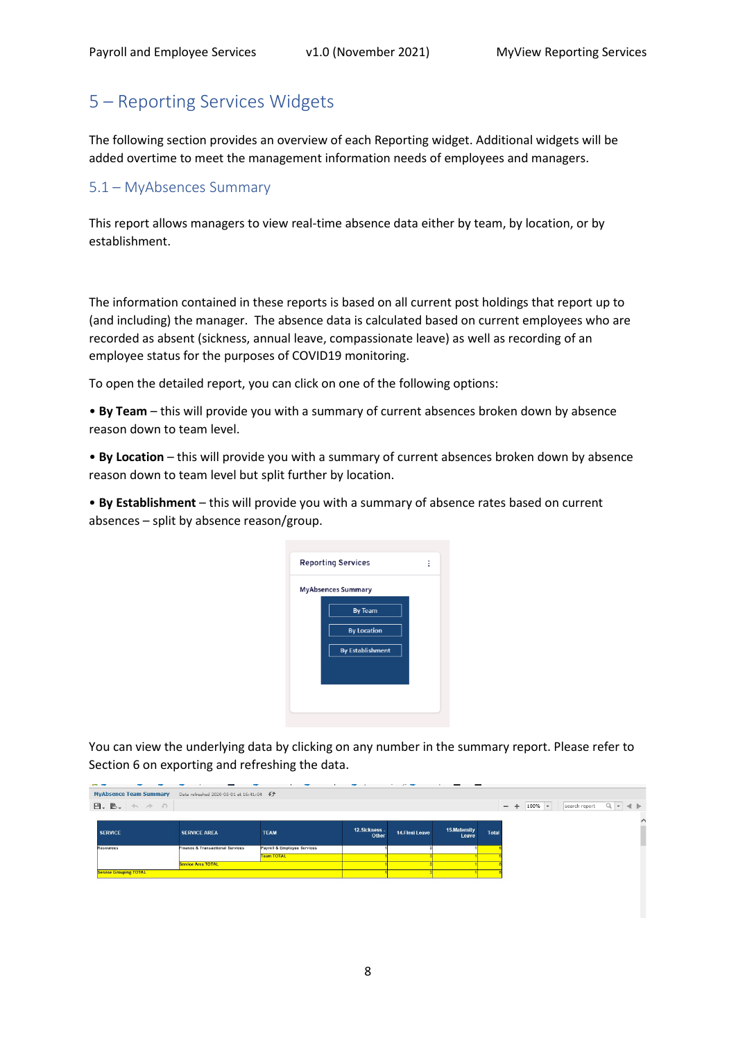# 5 – Reporting Services Widgets

The following section provides an overview of each Reporting widget. Additional widgets will be added overtime to meet the management information needs of employees and managers.

## 5.1 – MyAbsences Summary

This report allows managers to view real-time absence data either by team, by location, or by establishment.

The information contained in these reports is based on all current post holdings that report up to (and including) the manager. The absence data is calculated based on current employees who are recorded as absent (sickness, annual leave, compassionate leave) as well as recording of an employee status for the purposes of COVID19 monitoring.

To open the detailed report, you can click on one of the following options:

• **By Team** – this will provide you with a summary of current absences broken down by absence reason down to team level.

• **By Location** – this will provide you with a summary of current absences broken down by absence reason down to team level but split further by location.

• **By Establishment** – this will provide you with a summary of absence rates based on current absences – split by absence reason/group.

You can view the underlying data by clicking on any number in the summary report. Please refer to Section 6 on exporting and refreshing the data.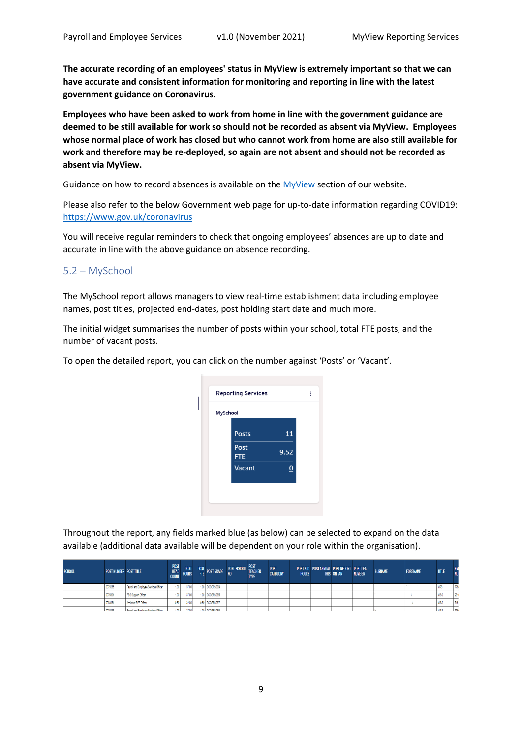**The accurate recording of an employees' status in MyView is extremely important so that we can have accurate and consistent information for monitoring and reporting in line with the latest government guidance on Coronavirus.**

**Employees who have been asked to work from home in line with the government guidance are deemed to be still available for work so should not be recorded as absent via MyView. Employees whose normal place of work has closed but who cannot work from home are also still available for work and therefore may be re-deployed, so again are not absent and should not be recorded as absent via MyView.**

Guidance on how to record absences is available on the MyView section of our website.

Please also refer to the below Government web page for up-to-date information regarding COVID19: https://www.gov.uk/coronavirus

You will receive regular reminders to check that ongoing employees' absences are up to date and accurate in line with the above guidance on absence recording.

## 5.2 – MySchool

The MySchool report allows managers to view real-time establishment data including employee names, post titles, projected end-dates, post holding start date and much more.

The initial widget summarises the number of posts within your school, total FTE posts, and the number of vacant posts.

To open the detailed report, you can click on the number against 'Posts' or 'Vacant'.

Reporting Services

MySchool

| | |
|---|---|
| Posts | 11 |
| Post FTE | 9.52 |
| Vacant | 0 |

Throughout the report, any fields marked blue (as below) can be selected to expand on the data available (additional data available will be dependent on your role within the organisation).

| SCHOOL | POST NUMBER | POST TITLE | POST HEAD COUNT | POST HOURS | POST FTE | POST GRADE | POST SCHOOL NO | POST TEACHER TYPE | POST CATEGORY | POST STD HOURS | POST ANNUAL HRS | POST REPORT ON TAR | POST LEA NUMBER | SURNAME | FORENAME | TITLE | EM NU |
|---|---|---|---|---|---|---|---|---|---|---|---|---|---|---|---|---|---|
| | 0075265 | Payroll and Employee Services Officer | 1.00 | 37.00 | 1.00 | DCCGRADE9 | | | | | | | | | | MRS | 776 |
| | 0075301 | PES Support Officer | 1.00 | 37.00 | 1.00 | DCCGRADE5 | | | | | | | | | | MISS | 681 |
| | 0088981 | Assistant PES Officer | 0.59 | 22.00 | 0.59 | DCCGRADE7 | | | | | | | | | | MISS | 718 |
| | 0075266 | Payroll and Employee Services Officer | 1.00 | 37.00 | 1.00 | DCCGRADE9 | | | | | | | | | | MRS | 776 |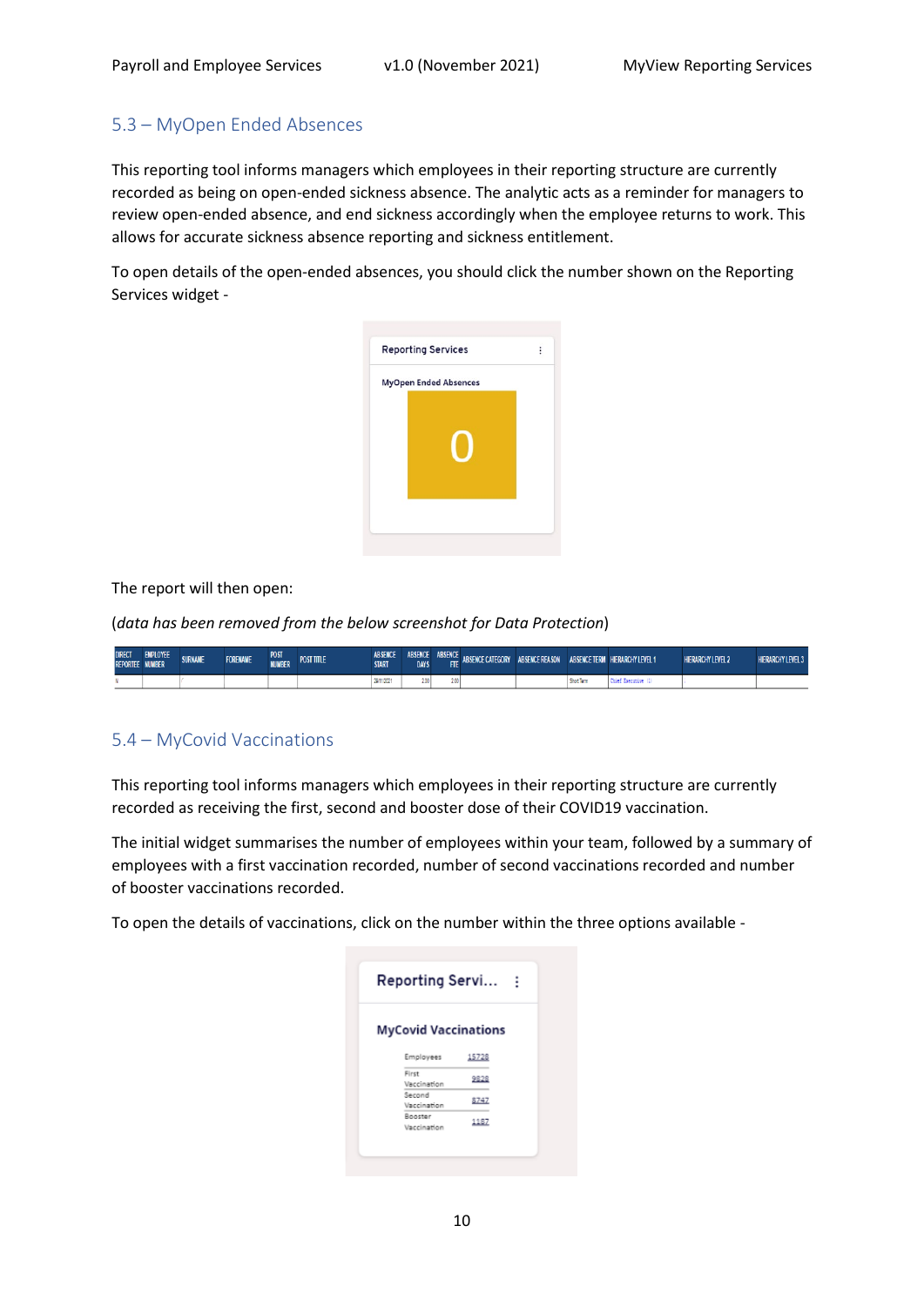## 5.3 – MyOpen Ended Absences

This reporting tool informs managers which employees in their reporting structure are currently recorded as being on open-ended sickness absence. The analytic acts as a reminder for managers to review open-ended absence, and end sickness accordingly when the employee returns to work. This allows for accurate sickness absence reporting and sickness entitlement.

To open details of the open-ended absences, you should click the number shown on the Reporting Services widget -

The report will then open:

(*data has been removed from the below screenshot for Data Protection*)

## 5.4 – MyCovid Vaccinations

This reporting tool informs managers which employees in their reporting structure are currently recorded as receiving the first, second and booster dose of their COVID19 vaccination.

The initial widget summarises the number of employees within your team, followed by a summary of employees with a first vaccination recorded, number of second vaccinations recorded and number of booster vaccinations recorded.

To open the details of vaccinations, click on the number within the three options available -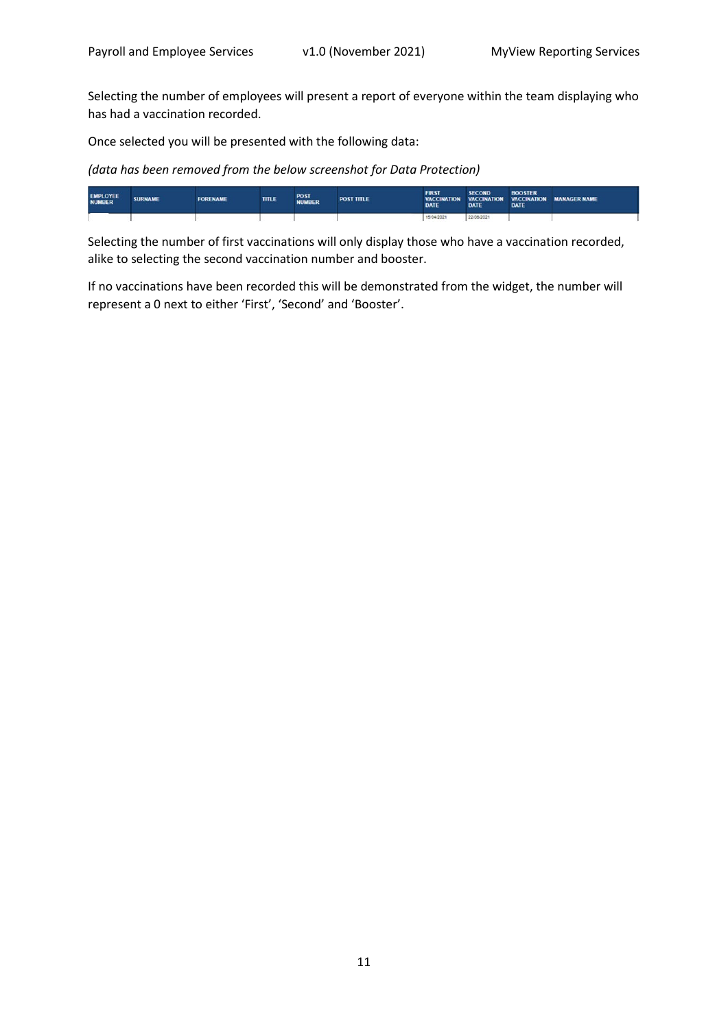Selecting the number of employees will present a report of everyone within the team displaying who has had a vaccination recorded.

Once selected you will be presented with the following data:

*(data has been removed from the below screenshot for Data Protection)*

| EMPLOYEE NUMBER | SURNAME | FORENAME | TITLE | POST NUMBER | POST TITLE | FIRST VACCINATION DATE | SECOND VACCINATION DATE | BOOSTER VACCINATION DATE | MANAGER NAME |
|---|---|---|---|---|---|---|---|---|---|
| | | | | | | 15/04/2021 | 22/06/2021 | | |

Selecting the number of first vaccinations will only display those who have a vaccination recorded, alike to selecting the second vaccination number and booster.

If no vaccinations have been recorded this will be demonstrated from the widget, the number will represent a 0 next to either 'First', 'Second' and 'Booster'.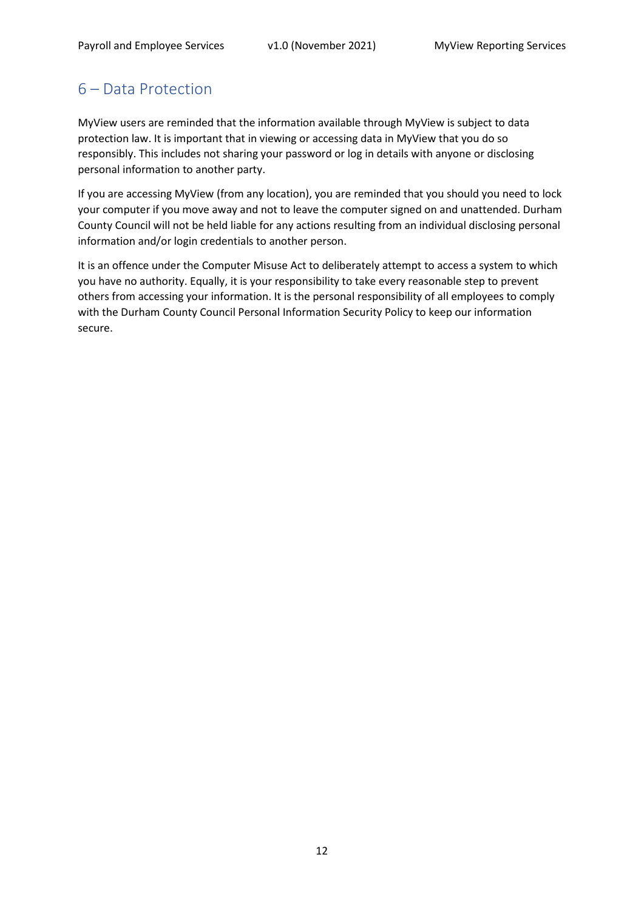## 6 – Data Protection

MyView users are reminded that the information available through MyView is subject to data protection law. It is important that in viewing or accessing data in MyView that you do so responsibly. This includes not sharing your password or log in details with anyone or disclosing personal information to another party.

If you are accessing MyView (from any location), you are reminded that you should you need to lock your computer if you move away and not to leave the computer signed on and unattended. Durham County Council will not be held liable for any actions resulting from an individual disclosing personal information and/or login credentials to another person.

It is an offence under the Computer Misuse Act to deliberately attempt to access a system to which you have no authority. Equally, it is your responsibility to take every reasonable step to prevent others from accessing your information. It is the personal responsibility of all employees to comply with the Durham County Council Personal Information Security Policy to keep our information secure.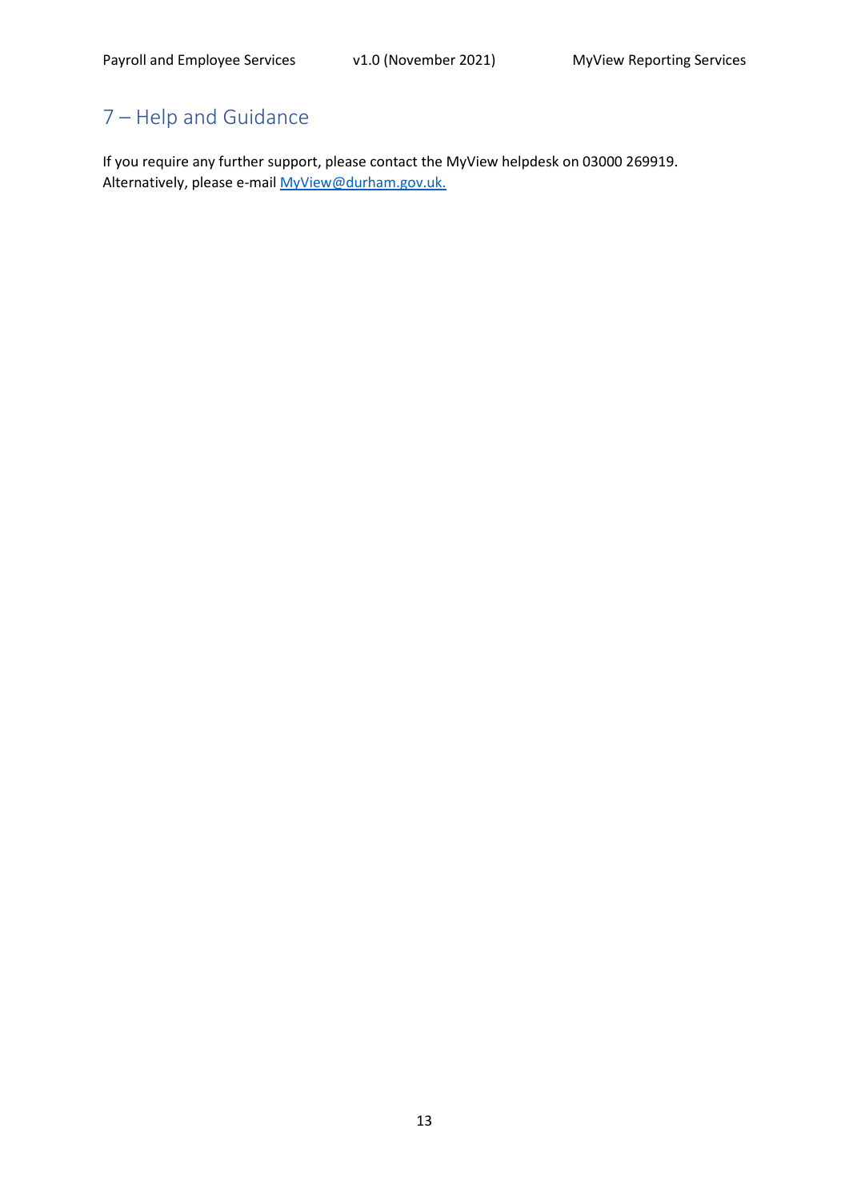## 7 – Help and Guidance

If you require any further support, please contact the MyView helpdesk on 03000 269919. Alternatively, please e-mail MyView@durham.gov.uk.